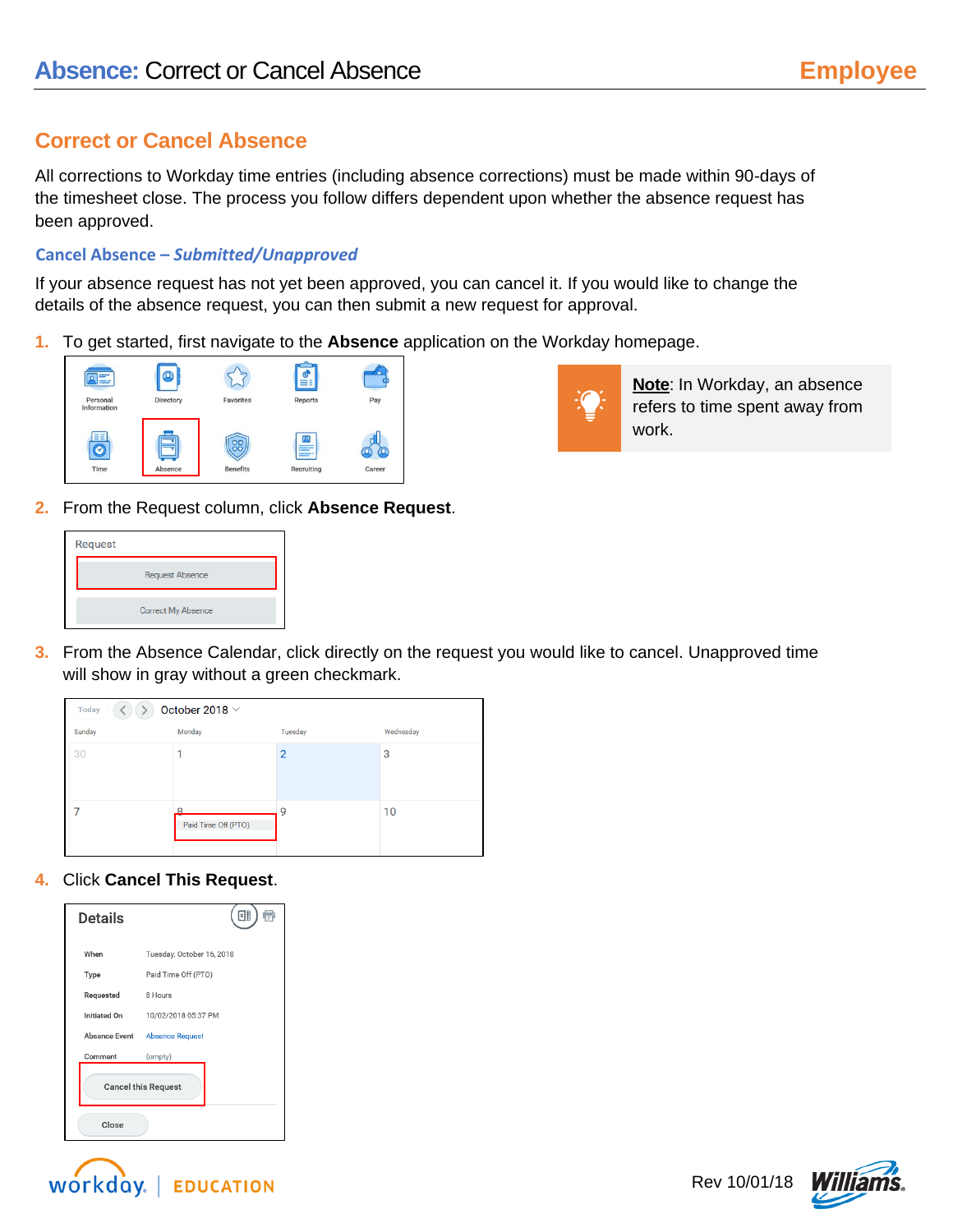## Correct or Cancel Absence

All corrections to Workday time entries (including absence corrections) must be made within 90-days of the timesheet close. The process you follow differs dependent upon whether the absence request has been approved.

### Cancel Absence – *Submitted/Unapproved*

If your absence request has not yet been approved, you can cancel it. If you would like to change the details of the absence request, you can then submit a new request for approval.

1. To get started, first navigate to the **Absence** application on the Workday homepage.

**Note**: In Workday, an absence refers to time spent away from work.

2. From the Request column, click **Absence Request**.

3. From the Absence Calendar, click directly on the request you would like to cancel. Unapproved time will show in gray without a green checkmark.

4. Click **Cancel This Request**.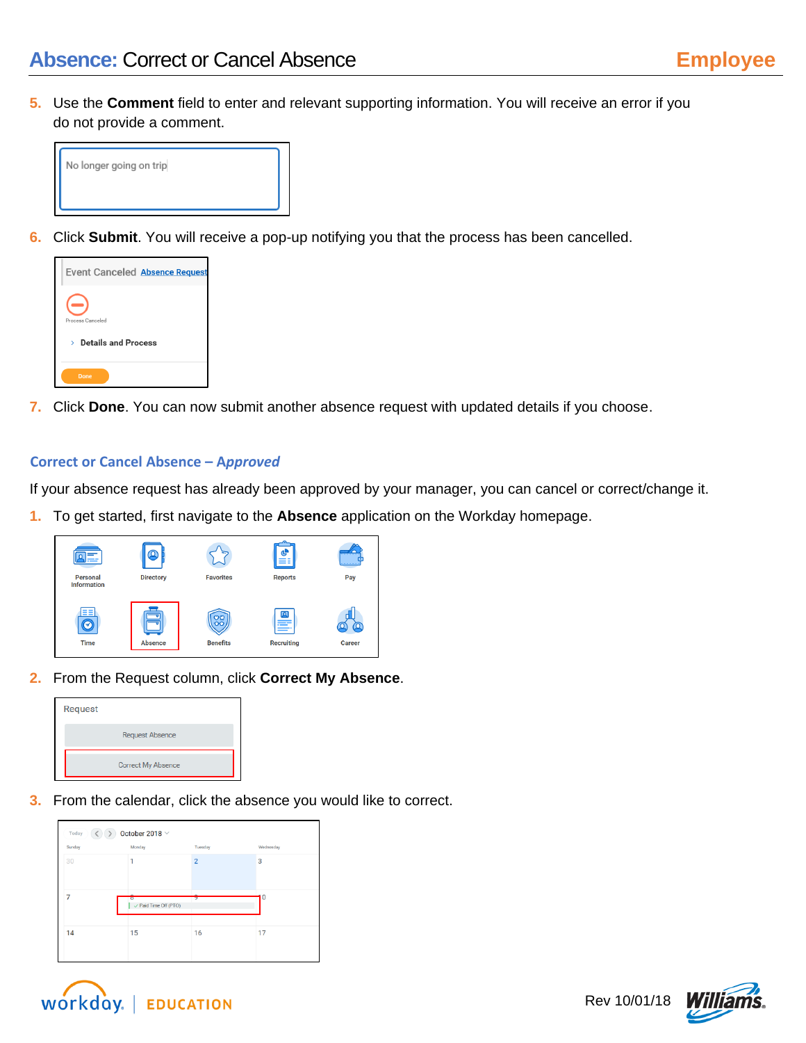5. Use the **Comment** field to enter and relevant supporting information. You will receive an error if you do not provide a comment.

6. Click **Submit**. You will receive a pop-up notifying you that the process has been cancelled.

7. Click **Done**. You can now submit another absence request with updated details if you choose.

## Correct or Cancel Absence – *Approved*

If your absence request has already been approved by your manager, you can cancel or correct/change it.

1. To get started, first navigate to the **Absence** application on the Workday homepage.

2. From the Request column, click **Correct My Absence**.

3. From the calendar, click the absence you would like to correct.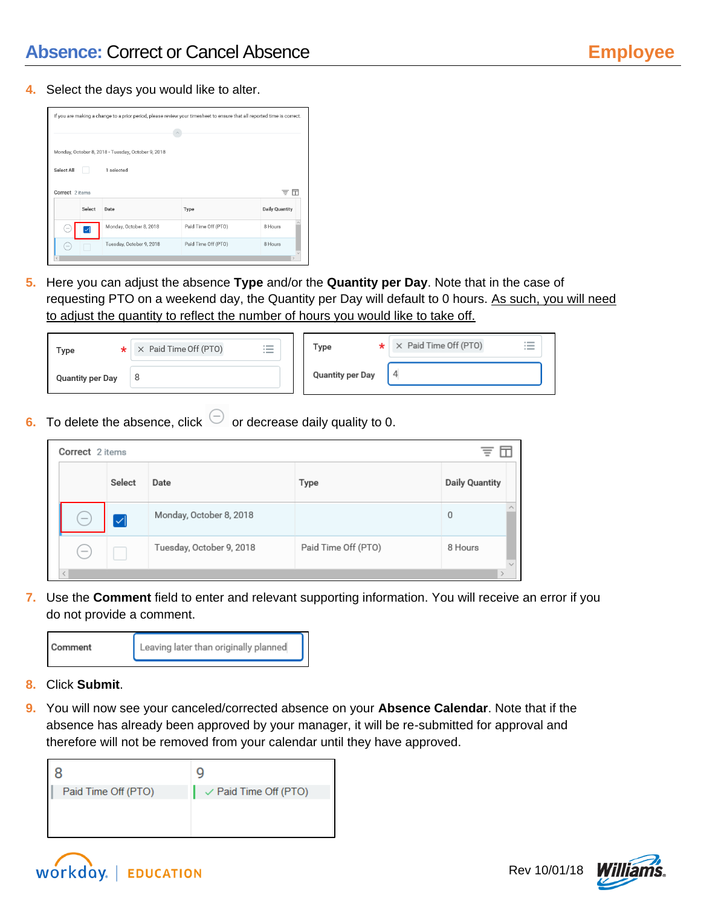# Absence: Correct or Cancel Absence

Employee

4. Select the days you would like to alter.

If you are making a change to a prior period, please review your timesheet to ensure that all reported time is correct.

Monday, October 8, 2018 - Tuesday, October 9, 2018

Select All 1 selected

Correct 2 items

| | Select | Date | Type | Daily Quantity |
|---|---|---|---|---|
| ⊖ | ☑ | Monday, October 8, 2018 | Paid Time Off (PTO) | 8 Hours |
| ⊖ | ☐ | Tuesday, October 9, 2018 | Paid Time Off (PTO) | 8 Hours |

5. Here you can adjust the absence **Type** and/or the **Quantity per Day**. Note that in the case of requesting PTO on a weekend day, the Quantity per Day will default to 0 hours. As such, you will need to adjust the quantity to reflect the number of hours you would like to take off.

Type * × Paid Time Off (PTO)
Quantity per Day 8

Type * × Paid Time Off (PTO)
Quantity per Day 4

6. To delete the absence, click ⊖ or decrease daily quality to 0.

Correct 2 items

| | Select | Date | Type | Daily Quantity |
|---|---|---|---|---|
| ⊖ | ☑ | Monday, October 8, 2018 | | 0 |
| ⊖ | ☐ | Tuesday, October 9, 2018 | Paid Time Off (PTO) | 8 Hours |

7. Use the **Comment** field to enter and relevant supporting information. You will receive an error if you do not provide a comment.

Comment: Leaving later than originally planned

8. Click **Submit**.

9. You will now see your canceled/corrected absence on your **Absence Calendar**. Note that if the absence has already been approved by your manager, it will be re-submitted for approval and therefore will not be removed from your calendar until they have approved.

8 Paid Time Off (PTO)
9 ✓ Paid Time Off (PTO)

workday | EDUCATION

Rev 10/01/18

Williams